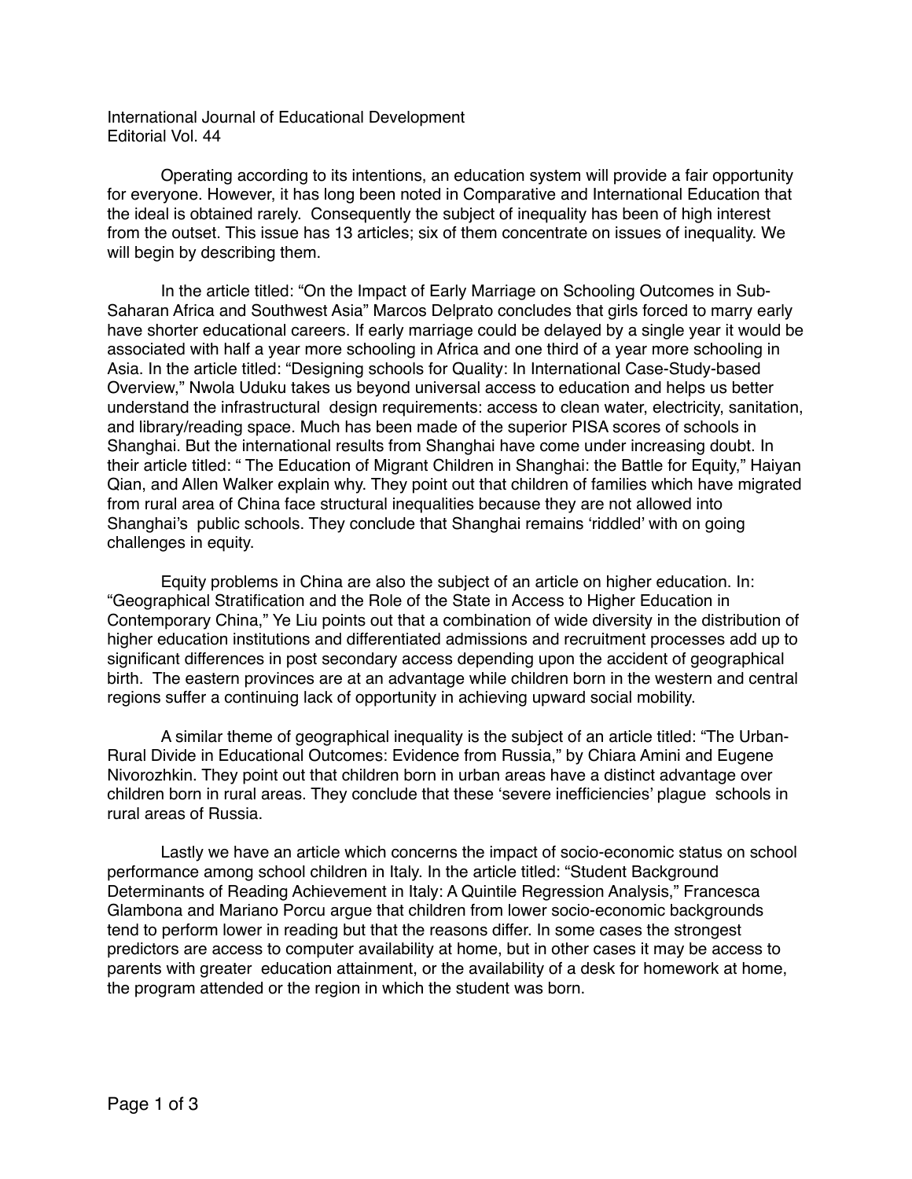International Journal of Educational Development
Editorial Vol. 44

Operating according to its intentions, an education system will provide a fair opportunity for everyone. However, it has long been noted in Comparative and International Education that the ideal is obtained rarely. Consequently the subject of inequality has been of high interest from the outset. This issue has 13 articles; six of them concentrate on issues of inequality. We will begin by describing them.

In the article titled: "On the Impact of Early Marriage on Schooling Outcomes in Sub-Saharan Africa and Southwest Asia" Marcos Delprato concludes that girls forced to marry early have shorter educational careers. If early marriage could be delayed by a single year it would be associated with half a year more schooling in Africa and one third of a year more schooling in Asia. In the article titled: "Designing schools for Quality: In International Case-Study-based Overview," Nwola Uduku takes us beyond universal access to education and helps us better understand the infrastructural design requirements: access to clean water, electricity, sanitation, and library/reading space. Much has been made of the superior PISA scores of schools in Shanghai. But the international results from Shanghai have come under increasing doubt. In their article titled: " The Education of Migrant Children in Shanghai: the Battle for Equity," Haiyan Qian, and Allen Walker explain why. They point out that children of families which have migrated from rural area of China face structural inequalities because they are not allowed into Shanghai's public schools. They conclude that Shanghai remains 'riddled' with on going challenges in equity.

Equity problems in China are also the subject of an article on higher education. In: "Geographical Stratification and the Role of the State in Access to Higher Education in Contemporary China," Ye Liu points out that a combination of wide diversity in the distribution of higher education institutions and differentiated admissions and recruitment processes add up to significant differences in post secondary access depending upon the accident of geographical birth. The eastern provinces are at an advantage while children born in the western and central regions suffer a continuing lack of opportunity in achieving upward social mobility.

A similar theme of geographical inequality is the subject of an article titled: "The Urban-Rural Divide in Educational Outcomes: Evidence from Russia," by Chiara Amini and Eugene Nivorozhkin. They point out that children born in urban areas have a distinct advantage over children born in rural areas. They conclude that these 'severe inefficiencies' plague schools in rural areas of Russia.

Lastly we have an article which concerns the impact of socio-economic status on school performance among school children in Italy. In the article titled: "Student Background Determinants of Reading Achievement in Italy: A Quintile Regression Analysis," Francesca Glambona and Mariano Porcu argue that children from lower socio-economic backgrounds tend to perform lower in reading but that the reasons differ. In some cases the strongest predictors are access to computer availability at home, but in other cases it may be access to parents with greater education attainment, or the availability of a desk for homework at home, the program attended or the region in which the student was born.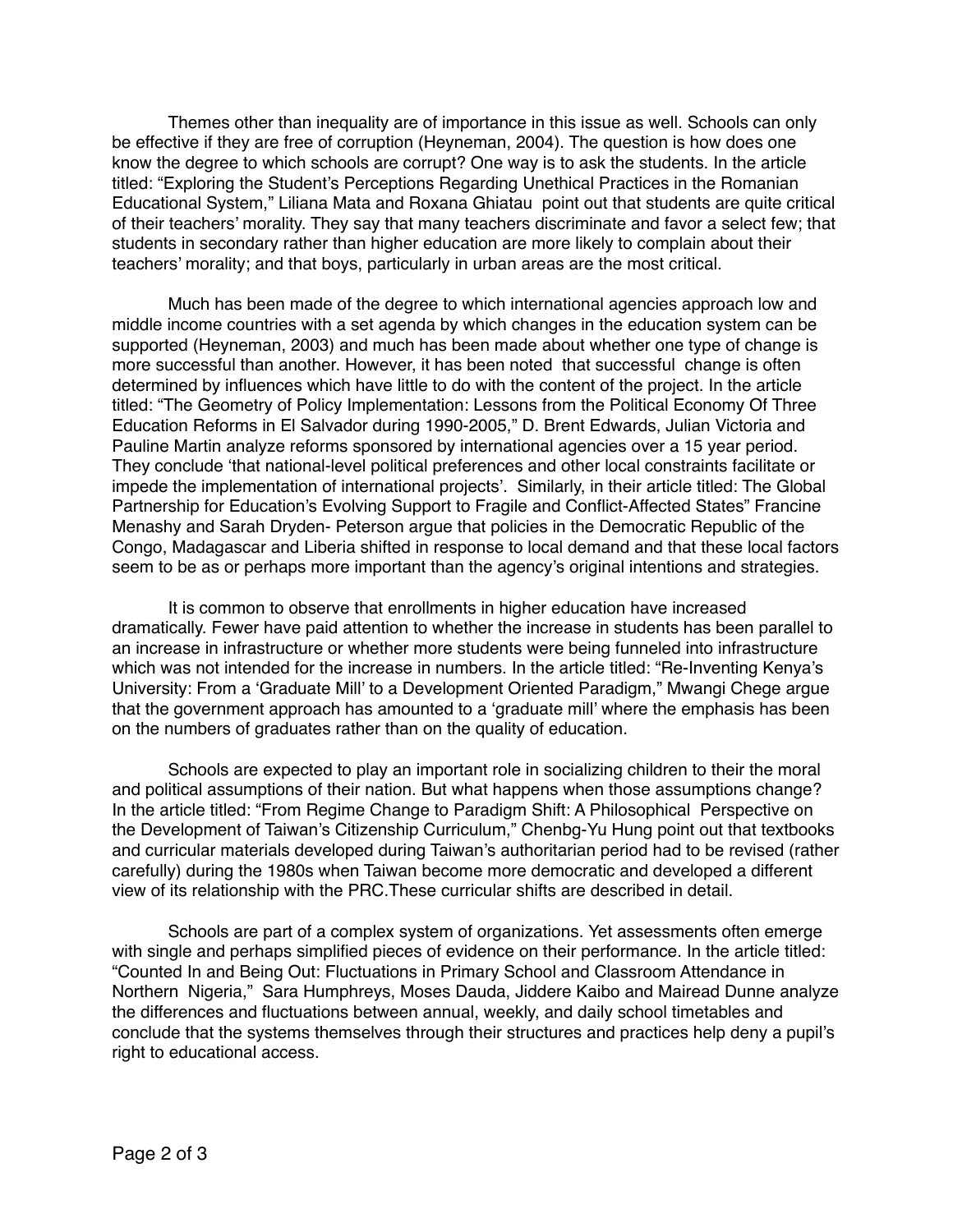Themes other than inequality are of importance in this issue as well. Schools can only be effective if they are free of corruption (Heyneman, 2004). The question is how does one know the degree to which schools are corrupt? One way is to ask the students. In the article titled: "Exploring the Student's Perceptions Regarding Unethical Practices in the Romanian Educational System," Liliana Mata and Roxana Ghiatau point out that students are quite critical of their teachers' morality. They say that many teachers discriminate and favor a select few; that students in secondary rather than higher education are more likely to complain about their teachers' morality; and that boys, particularly in urban areas are the most critical.

Much has been made of the degree to which international agencies approach low and middle income countries with a set agenda by which changes in the education system can be supported (Heyneman, 2003) and much has been made about whether one type of change is more successful than another. However, it has been noted that successful change is often determined by influences which have little to do with the content of the project. In the article titled: "The Geometry of Policy Implementation: Lessons from the Political Economy Of Three Education Reforms in El Salvador during 1990-2005," D. Brent Edwards, Julian Victoria and Pauline Martin analyze reforms sponsored by international agencies over a 15 year period. They conclude 'that national-level political preferences and other local constraints facilitate or impede the implementation of international projects'. Similarly, in their article titled: The Global Partnership for Education's Evolving Support to Fragile and Conflict-Affected States" Francine Menashy and Sarah Dryden- Peterson argue that policies in the Democratic Republic of the Congo, Madagascar and Liberia shifted in response to local demand and that these local factors seem to be as or perhaps more important than the agency's original intentions and strategies.

It is common to observe that enrollments in higher education have increased dramatically. Fewer have paid attention to whether the increase in students has been parallel to an increase in infrastructure or whether more students were being funneled into infrastructure which was not intended for the increase in numbers. In the article titled: "Re-Inventing Kenya's University: From a 'Graduate Mill' to a Development Oriented Paradigm," Mwangi Chege argue that the government approach has amounted to a 'graduate mill' where the emphasis has been on the numbers of graduates rather than on the quality of education.

Schools are expected to play an important role in socializing children to their the moral and political assumptions of their nation. But what happens when those assumptions change? In the article titled: "From Regime Change to Paradigm Shift: A Philosophical Perspective on the Development of Taiwan's Citizenship Curriculum," Chenbg-Yu Hung point out that textbooks and curricular materials developed during Taiwan's authoritarian period had to be revised (rather carefully) during the 1980s when Taiwan become more democratic and developed a different view of its relationship with the PRC.These curricular shifts are described in detail.

Schools are part of a complex system of organizations. Yet assessments often emerge with single and perhaps simplified pieces of evidence on their performance. In the article titled: "Counted In and Being Out: Fluctuations in Primary School and Classroom Attendance in Northern Nigeria," Sara Humphreys, Moses Dauda, Jiddere Kaibo and Mairead Dunne analyze the differences and fluctuations between annual, weekly, and daily school timetables and conclude that the systems themselves through their structures and practices help deny a pupil's right to educational access.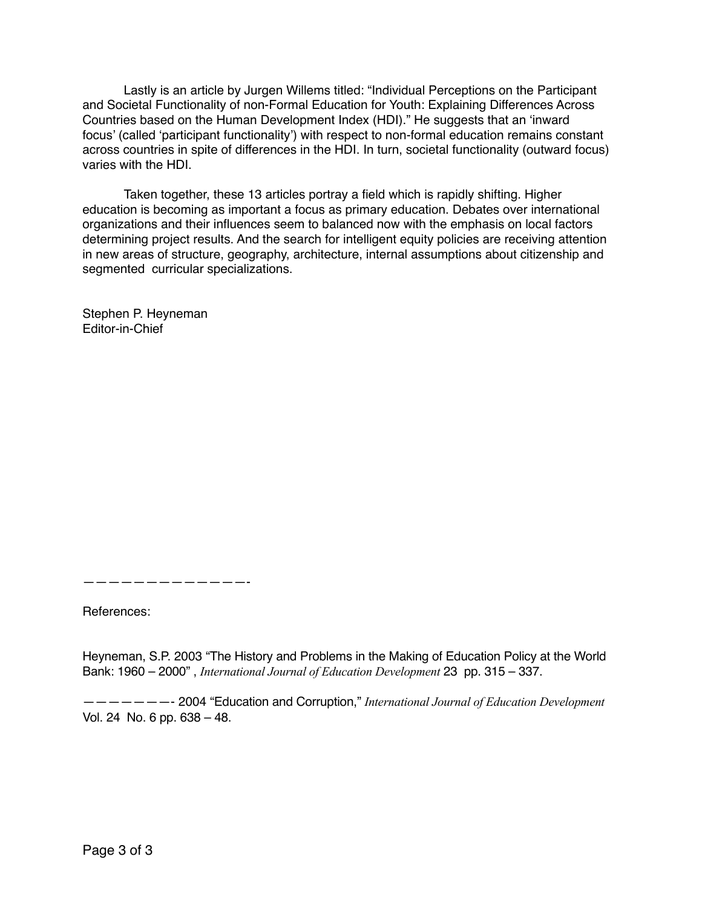Lastly is an article by Jurgen Willems titled: "Individual Perceptions on the Participant and Societal Functionality of non-Formal Education for Youth: Explaining Differences Across Countries based on the Human Development Index (HDI)." He suggests that an 'inward focus' (called 'participant functionality') with respect to non-formal education remains constant across countries in spite of differences in the HDI. In turn, societal functionality (outward focus) varies with the HDI.

Taken together, these 13 articles portray a field which is rapidly shifting. Higher education is becoming as important a focus as primary education. Debates over international organizations and their influences seem to balanced now with the emphasis on local factors determining project results. And the search for intelligent equity policies are receiving attention in new areas of structure, geography, architecture, internal assumptions about citizenship and segmented curricular specializations.

Stephen P. Heyneman
Editor-in-Chief

——————————————-

References:

Heyneman, S.P. 2003 "The History and Problems in the Making of Education Policy at the World Bank: 1960 – 2000" , *International Journal of Education Development* 23 pp. 315 – 337.

———————- 2004 "Education and Corruption," *International Journal of Education Development* Vol. 24 No. 6 pp. 638 – 48.